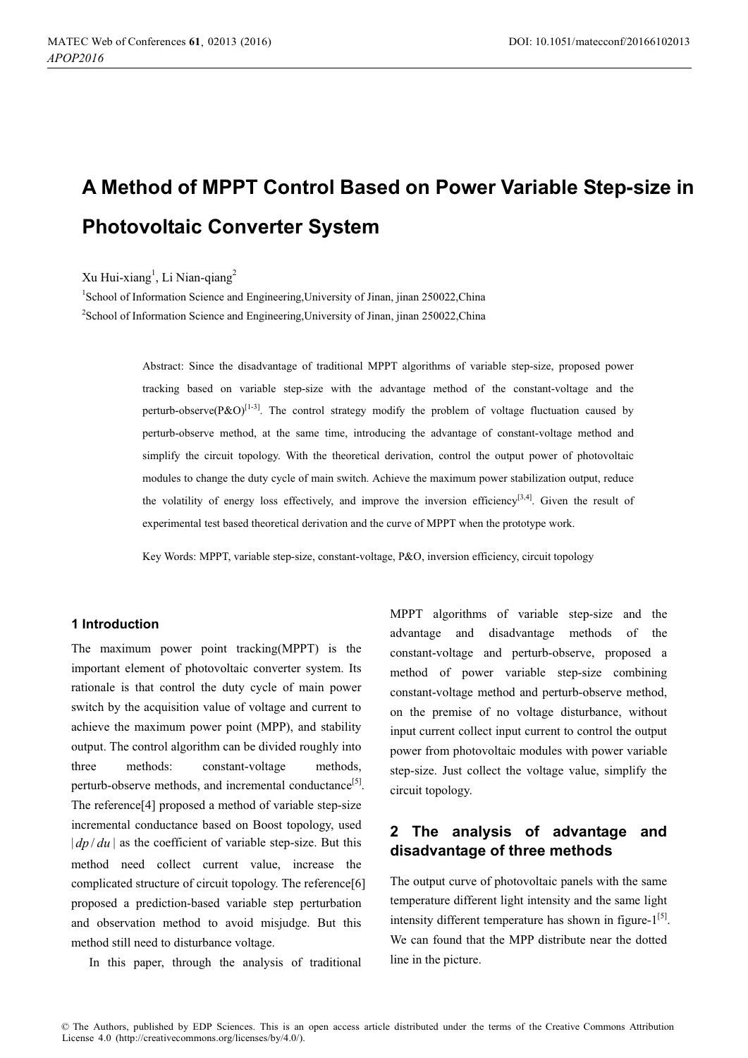# A Method of MPPT Control Based on Power Variable Step-size in Photovoltaic Converter System

Xu Hui-xiang[1], Li Nian-qiang[2]

[1]School of Information Science and Engineering,University of Jinan, jinan 250022,China

[2]School of Information Science and Engineering,University of Jinan, jinan 250022,China

Abstract: Since the disadvantage of traditional MPPT algorithms of variable step-size, proposed power tracking based on variable step-size with the advantage method of the constant-voltage and the perturb-observe(P&O)[1-3]. The control strategy modify the problem of voltage fluctuation caused by perturb-observe method, at the same time, introducing the advantage of constant-voltage method and simplify the circuit topology. With the theoretical derivation, control the output power of photovoltaic modules to change the duty cycle of main switch. Achieve the maximum power stabilization output, reduce the volatility of energy loss effectively, and improve the inversion efficiency[3,4]. Given the result of experimental test based theoretical derivation and the curve of MPPT when the prototype work.

Key Words: MPPT, variable step-size, constant-voltage, P&O, inversion efficiency, circuit topology

## 1 Introduction

The maximum power point tracking(MPPT) is the important element of photovoltaic converter system. Its rationale is that control the duty cycle of main power switch by the acquisition value of voltage and current to achieve the maximum power point (MPP), and stability output. The control algorithm can be divided roughly into three methods: constant-voltage methods, perturb-observe methods, and incremental conductance[5]. The reference[4] proposed a method of variable step-size incremental conductance based on Boost topology, used $|dp/du|$ as the coefficient of variable step-size. But this method need collect current value, increase the complicated structure of circuit topology. The reference[6] proposed a prediction-based variable step perturbation and observation method to avoid misjudge. But this method still need to disturbance voltage.

In this paper, through the analysis of traditional MPPT algorithms of variable step-size and the advantage and disadvantage methods of the constant-voltage and perturb-observe, proposed a method of power variable step-size combining constant-voltage method and perturb-observe method, on the premise of no voltage disturbance, without input current collect input current to control the output power from photovoltaic modules with power variable step-size. Just collect the voltage value, simplify the circuit topology.

## 2 The analysis of advantage and disadvantage of three methods

The output curve of photovoltaic panels with the same temperature different light intensity and the same light intensity different temperature has shown in figure-1[5]. We can found that the MPP distribute near the dotted line in the picture.

© The Authors, published by EDP Sciences. This is an open access article distributed under the terms of the Creative Commons Attribution License 4.0 (http://creativecommons.org/licenses/by/4.0/).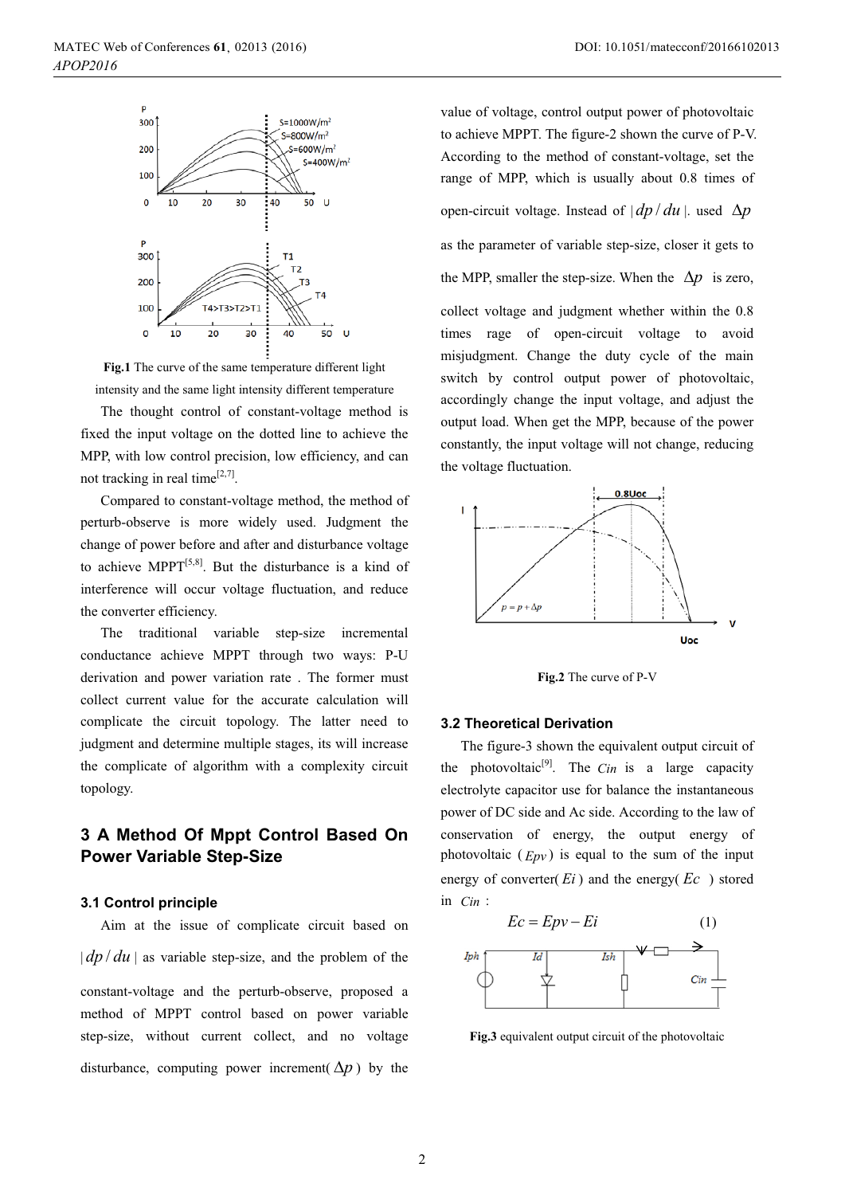Fig.1 The curve of the same temperature different light intensity and the same light intensity different temperature

The thought control of constant-voltage method is fixed the input voltage on the dotted line to achieve the MPP, with low control precision, low efficiency, and can not tracking in real time[2,7].

Compared to constant-voltage method, the method of perturb-observe is more widely used. Judgment the change of power before and after and disturbance voltage to achieve MPPT[5,8]. But the disturbance is a kind of interference will occur voltage fluctuation, and reduce the converter efficiency.

The traditional variable step-size incremental conductance achieve MPPT through two ways: P-U derivation and power variation rate . The former must collect current value for the accurate calculation will complicate the circuit topology. The latter need to judgment and determine multiple stages, its will increase the complicate of algorithm with a complexity circuit topology.

## 3 A Method Of Mppt Control Based On Power Variable Step-Size

### 3.1 Control principle

Aim at the issue of complicate circuit based on $|dp/du|$ as variable step-size, and the problem of the constant-voltage and the perturb-observe, proposed a method of MPPT control based on power variable step-size, without current collect, and no voltage disturbance, computing power increment( $\Delta p$ ) by the value of voltage, control output power of photovoltaic to achieve MPPT. The figure-2 shown the curve of P-V. According to the method of constant-voltage, set the range of MPP, which is usually about 0.8 times of open-circuit voltage. Instead of $|dp/du|$. used $\Delta p$ as the parameter of variable step-size, closer it gets to the MPP, smaller the step-size. When the $\Delta p$ is zero, collect voltage and judgment whether within the 0.8 times rage of open-circuit voltage to avoid misjudgment. Change the duty cycle of the main switch by control output power of photovoltaic, accordingly change the input voltage, and adjust the output load. When get the MPP, because of the power constantly, the input voltage will not change, reducing the voltage fluctuation.

Fig.2 The curve of P-V

### 3.2 Theoretical Derivation

The figure-3 shown the equivalent output circuit of the photovoltaic[9]. The $Cin$ is a large capacity electrolyte capacitor use for balance the instantaneous power of DC side and Ac side. According to the law of conservation of energy, the output energy of photovoltaic ( $Epv$ ) is equal to the sum of the input energy of converter( $Ei$ ) and the energy( $Ec$ ) stored in $Cin$ :

$$Ec = Epv - Ei \tag{1}$$

Fig.3 equivalent output circuit of the photovoltaic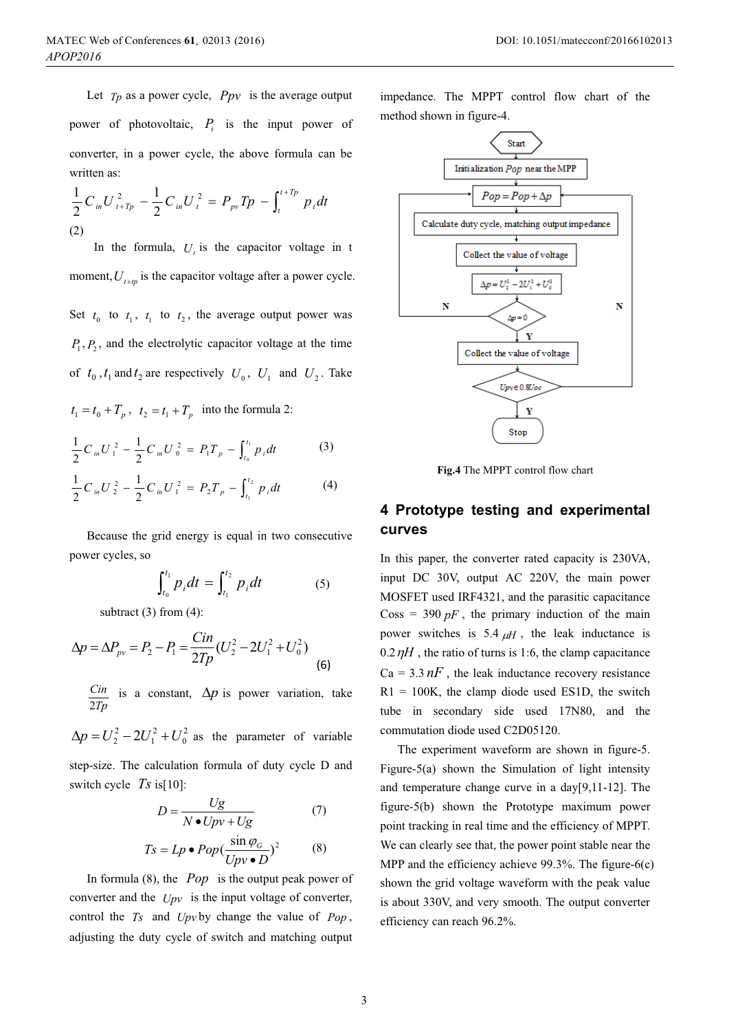Let $Tp$ as a power cycle, $Ppv$ is the average output power of photovoltaic, $P_i$ is the input power of converter, in a power cycle, the above formula can be written as:

$$\frac{1}{2}C_{in}U_{t+Tp}^{2}-\frac{1}{2}C_{in}U_{t}^{2}=P_{pv}Tp-\int_{t}^{t+Tp}p_{i}dt \tag{2}$$

In the formula, $U_t$ is the capacitor voltage in t moment, $U_{t+tp}$ is the capacitor voltage after a power cycle.

Set $t_0$ to $t_1$, $t_1$ to $t_2$, the average output power was $P_1, P_2$, and the electrolytic capacitor voltage at the time of $t_0$, $t_1$ and $t_2$ are respectively $U_0$, $U_1$ and $U_2$. Take $t_1 = t_0 + T_p$, $t_2 = t_1 + T_p$ into the formula 2:

$$\frac{1}{2}C_{in}U_{1}^{2}-\frac{1}{2}C_{in}U_{0}^{2}=P_{1}T_{p}-\int_{t_0}^{t_1}p_{i}dt \tag{3}$$

$$\frac{1}{2}C_{in}U_{2}^{2}-\frac{1}{2}C_{in}U_{1}^{2}=P_{2}T_{p}-\int_{t_1}^{t_2}p_{i}dt \tag{4}$$

Because the grid energy is equal in two consecutive power cycles, so

$$\int_{t_0}^{t_1}p_{i}dt=\int_{t_1}^{t_2}p_{i}dt \tag{5}$$

subtract (3) from (4):

$$\Delta p=\Delta P_{pv}=P_2-P_1=\frac{Cin}{2Tp}(U_2^2-2U_1^2+U_0^2) \tag{6}$$

$\frac{Cin}{2Tp}$ is a constant, $\Delta p$ is power variation, take $\Delta p = U_2^2 - 2U_1^2 + U_0^2$ as the parameter of variable step-size. The calculation formula of duty cycle D and switch cycle $Ts$ is[10]:

$$D=\frac{Ug}{N\bullet Upv+Ug} \tag{7}$$

$$Ts=Lp\bullet Pop(\frac{\sin\varphi_G}{Upv\bullet D})^2 \tag{8}$$

In formula (8), the $Pop$ is the output peak power of converter and the $Upv$ is the input voltage of converter, control the $Ts$ and $Upv$ by change the value of $Pop$, adjusting the duty cycle of switch and matching output impedance. The MPPT control flow chart of the method shown in figure-4.

Start → Initialization $Pop$ near the MPP → $Pop = Pop + \Delta p$ → Calculate duty cycle, matching output impedance → Collect the value of voltage → $\Delta p = U_2^2 - 2U_1^2 + U_0^2$ → $\Delta p = 0$ (N: back to $Pop = Pop + \Delta p$; Y: continue) → Collect the value of voltage → $Upv \in 0.8Uoc$ (N: back to $Pop = Pop + \Delta p$; Y: continue) → Stop

**Fig.4** The MPPT control flow chart

## 4 Prototype testing and experimental curves

In this paper, the converter rated capacity is 230VA, input DC 30V, output AC 220V, the main power MOSFET used IRF4321, and the parasitic capacitance Coss = 390 $pF$, the primary induction of the main power switches is 5.4 $\mu H$, the leak inductance is 0.2 $\eta H$, the ratio of turns is 1:6, the clamp capacitance Ca = 3.3 $nF$, the leak inductance recovery resistance R1 = 100K, the clamp diode used ES1D, the switch tube in secondary side used 17N80, and the commutation diode used C2D05120.

The experiment waveform are shown in figure-5. Figure-5(a) shown the Simulation of light intensity and temperature change curve in a day[9,11-12]. The figure-5(b) shown the Prototype maximum power point tracking in real time and the efficiency of MPPT. We can clearly see that, the power point stable near the MPP and the efficiency achieve 99.3%. The figure-6(c) shown the grid voltage waveform with the peak value is about 330V, and very smooth. The output converter efficiency can reach 96.2%.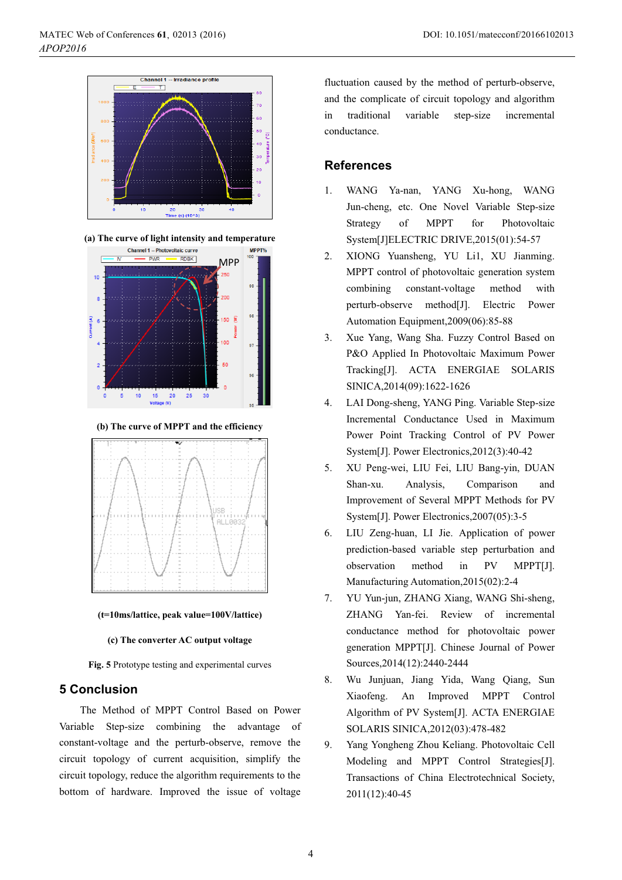(a) The curve of light intensity and temperature

(b) The curve of MPPT and the efficiency

(t=10ms/lattice, peak value=100V/lattice)

(c) The converter AC output voltage

**Fig. 5** Prototype testing and experimental curves

## 5 Conclusion

The Method of MPPT Control Based on Power Variable Step-size combining the advantage of constant-voltage and the perturb-observe, remove the circuit topology of current acquisition, simplify the circuit topology, reduce the algorithm requirements to the bottom of hardware. Improved the issue of voltage fluctuation caused by the method of perturb-observe, and the complicate of circuit topology and algorithm in traditional variable step-size incremental conductance.

## References

1. WANG Ya-nan, YANG Xu-hong, WANG Jun-cheng, etc. One Novel Variable Step-size Strategy of MPPT for Photovoltaic System[J]ELECTRIC DRIVE,2015(01):54-57
2. XIONG Yuansheng, YU Li1, XU Jianming. MPPT control of photovoltaic generation system combining constant-voltage method with perturb-observe method[J]. Electric Power Automation Equipment,2009(06):85-88
3. Xue Yang, Wang Sha. Fuzzy Control Based on P&O Applied In Photovoltaic Maximum Power Tracking[J]. ACTA ENERGIAE SOLARIS SINICA,2014(09):1622-1626
4. LAI Dong-sheng, YANG Ping. Variable Step-size Incremental Conductance Used in Maximum Power Point Tracking Control of PV Power System[J]. Power Electronics,2012(3):40-42
5. XU Peng-wei, LIU Fei, LIU Bang-yin, DUAN Shan-xu. Analysis, Comparison and Improvement of Several MPPT Methods for PV System[J]. Power Electronics,2007(05):3-5
6. LIU Zeng-huan, LI Jie. Application of power prediction-based variable step perturbation and observation method in PV MPPT[J]. Manufacturing Automation,2015(02):2-4
7. YU Yun-jun, ZHANG Xiang, WANG Shi-sheng, ZHANG Yan-fei. Review of incremental conductance method for photovoltaic power generation MPPT[J]. Chinese Journal of Power Sources,2014(12):2440-2444
8. Wu Junjuan, Jiang Yida, Wang Qiang, Sun Xiaofeng. An Improved MPPT Control Algorithm of PV System[J]. ACTA ENERGIAE SOLARIS SINICA,2012(03):478-482
9. Yang Yongheng Zhou Keliang. Photovoltaic Cell Modeling and MPPT Control Strategies[J]. Transactions of China Electrotechnical Society, 2011(12):40-45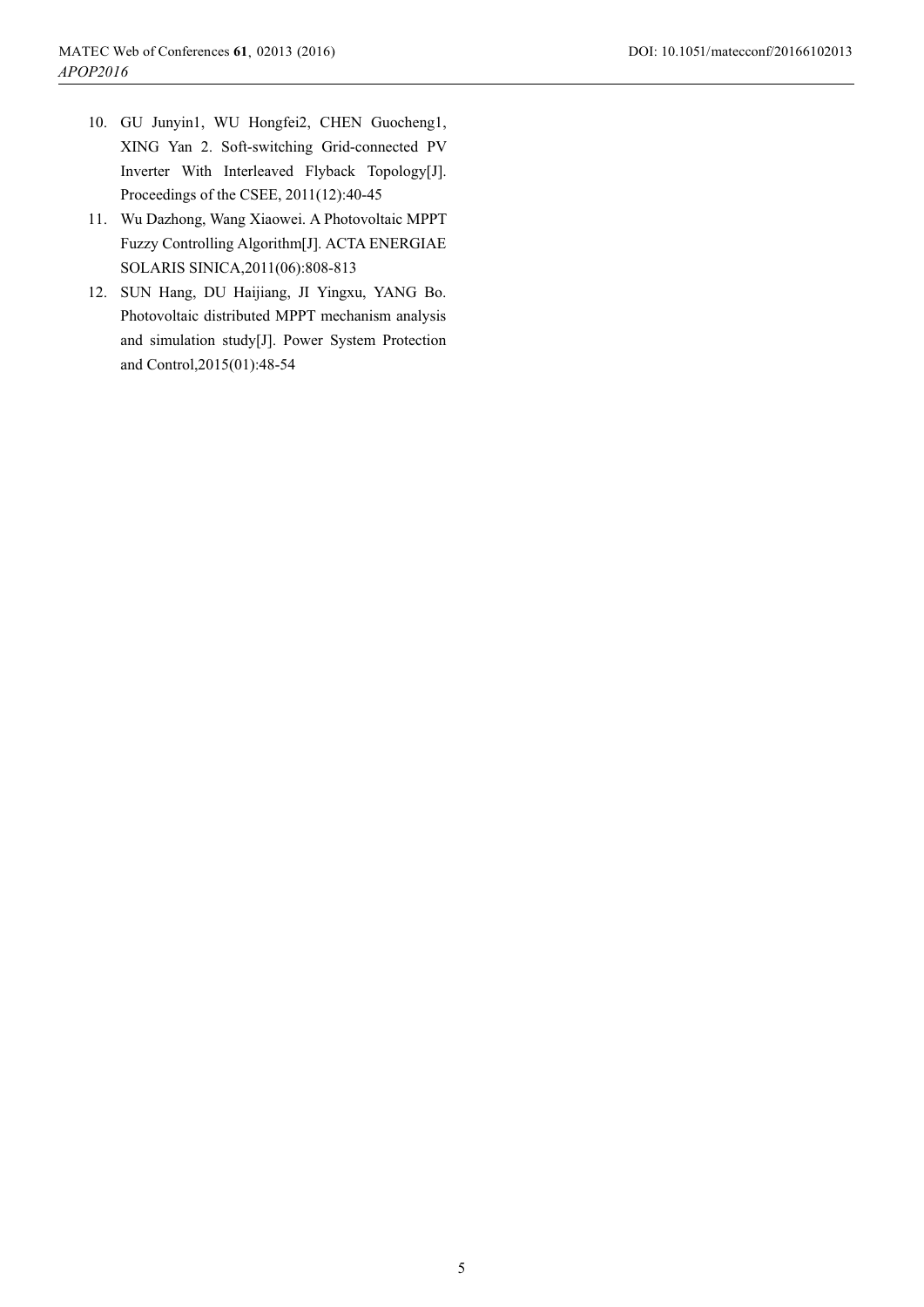10. GU Junyin1, WU Hongfei2, CHEN Guocheng1, XING Yan 2. Soft-switching Grid-connected PV Inverter With Interleaved Flyback Topology[J]. Proceedings of the CSEE, 2011(12):40-45
11. Wu Dazhong, Wang Xiaowei. A Photovoltaic MPPT Fuzzy Controlling Algorithm[J]. ACTA ENERGIAE SOLARIS SINICA,2011(06):808-813
12. SUN Hang, DU Haijiang, JI Yingxu, YANG Bo. Photovoltaic distributed MPPT mechanism analysis and simulation study[J]. Power System Protection and Control,2015(01):48-54